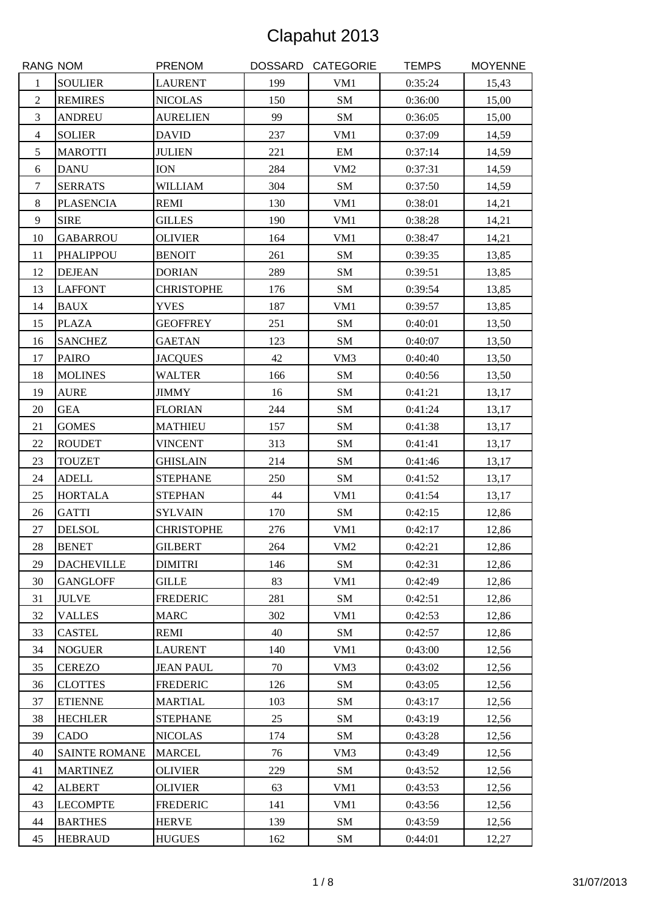# Clapahut 2013

| RANG | NOM | PRENOM | DOSSARD | CATEGORIE | TEMPS | MOYENNE |
|---|---|---|---|---|---|---|
| 1 | SOULIER | LAURENT | 199 | VM1 | 0:35:24 | 15,43 |
| 2 | REMIRES | NICOLAS | 150 | SM | 0:36:00 | 15,00 |
| 3 | ANDREU | AURELIEN | 99 | SM | 0:36:05 | 15,00 |
| 4 | SOLIER | DAVID | 237 | VM1 | 0:37:09 | 14,59 |
| 5 | MAROTTI | JULIEN | 221 | EM | 0:37:14 | 14,59 |
| 6 | DANU | ION | 284 | VM2 | 0:37:31 | 14,59 |
| 7 | SERRATS | WILLIAM | 304 | SM | 0:37:50 | 14,59 |
| 8 | PLASENCIA | REMI | 130 | VM1 | 0:38:01 | 14,21 |
| 9 | SIRE | GILLES | 190 | VM1 | 0:38:28 | 14,21 |
| 10 | GABARROU | OLIVIER | 164 | VM1 | 0:38:47 | 14,21 |
| 11 | PHALIPPOU | BENOIT | 261 | SM | 0:39:35 | 13,85 |
| 12 | DEJEAN | DORIAN | 289 | SM | 0:39:51 | 13,85 |
| 13 | LAFFONT | CHRISTOPHE | 176 | SM | 0:39:54 | 13,85 |
| 14 | BAUX | YVES | 187 | VM1 | 0:39:57 | 13,85 |
| 15 | PLAZA | GEOFFREY | 251 | SM | 0:40:01 | 13,50 |
| 16 | SANCHEZ | GAETAN | 123 | SM | 0:40:07 | 13,50 |
| 17 | PAIRO | JACQUES | 42 | VM3 | 0:40:40 | 13,50 |
| 18 | MOLINES | WALTER | 166 | SM | 0:40:56 | 13,50 |
| 19 | AURE | JIMMY | 16 | SM | 0:41:21 | 13,17 |
| 20 | GEA | FLORIAN | 244 | SM | 0:41:24 | 13,17 |
| 21 | GOMES | MATHIEU | 157 | SM | 0:41:38 | 13,17 |
| 22 | ROUDET | VINCENT | 313 | SM | 0:41:41 | 13,17 |
| 23 | TOUZET | GHISLAIN | 214 | SM | 0:41:46 | 13,17 |
| 24 | ADELL | STEPHANE | 250 | SM | 0:41:52 | 13,17 |
| 25 | HORTALA | STEPHAN | 44 | VM1 | 0:41:54 | 13,17 |
| 26 | GATTI | SYLVAIN | 170 | SM | 0:42:15 | 12,86 |
| 27 | DELSOL | CHRISTOPHE | 276 | VM1 | 0:42:17 | 12,86 |
| 28 | BENET | GILBERT | 264 | VM2 | 0:42:21 | 12,86 |
| 29 | DACHEVILLE | DIMITRI | 146 | SM | 0:42:31 | 12,86 |
| 30 | GANGLOFF | GILLE | 83 | VM1 | 0:42:49 | 12,86 |
| 31 | JULVE | FREDERIC | 281 | SM | 0:42:51 | 12,86 |
| 32 | VALLES | MARC | 302 | VM1 | 0:42:53 | 12,86 |
| 33 | CASTEL | REMI | 40 | SM | 0:42:57 | 12,86 |
| 34 | NOGUER | LAURENT | 140 | VM1 | 0:43:00 | 12,56 |
| 35 | CEREZO | JEAN PAUL | 70 | VM3 | 0:43:02 | 12,56 |
| 36 | CLOTTES | FREDERIC | 126 | SM | 0:43:05 | 12,56 |
| 37 | ETIENNE | MARTIAL | 103 | SM | 0:43:17 | 12,56 |
| 38 | HECHLER | STEPHANE | 25 | SM | 0:43:19 | 12,56 |
| 39 | CADO | NICOLAS | 174 | SM | 0:43:28 | 12,56 |
| 40 | SAINTE ROMANE | MARCEL | 76 | VM3 | 0:43:49 | 12,56 |
| 41 | MARTINEZ | OLIVIER | 229 | SM | 0:43:52 | 12,56 |
| 42 | ALBERT | OLIVIER | 63 | VM1 | 0:43:53 | 12,56 |
| 43 | LECOMPTE | FREDERIC | 141 | VM1 | 0:43:56 | 12,56 |
| 44 | BARTHES | HERVE | 139 | SM | 0:43:59 | 12,56 |
| 45 | HEBRAUD | HUGUES | 162 | SM | 0:44:01 | 12,27 |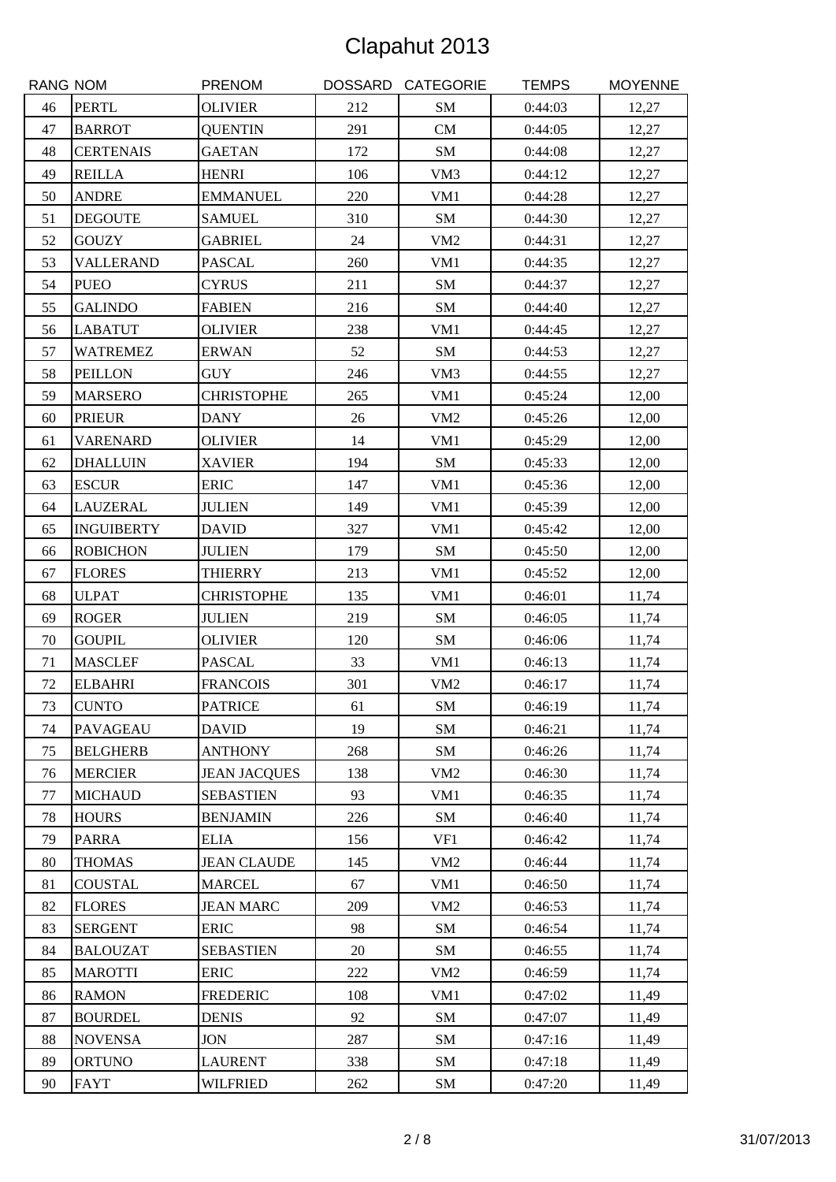# Clapahut 2013

| RANG | NOM | PRENOM | DOSSARD | CATEGORIE | TEMPS | MOYENNE |
|---|---|---|---|---|---|---|
| 46 | PERTL | OLIVIER | 212 | SM | 0:44:03 | 12,27 |
| 47 | BARROT | QUENTIN | 291 | CM | 0:44:05 | 12,27 |
| 48 | CERTENAIS | GAETAN | 172 | SM | 0:44:08 | 12,27 |
| 49 | REILLA | HENRI | 106 | VM3 | 0:44:12 | 12,27 |
| 50 | ANDRE | EMMANUEL | 220 | VM1 | 0:44:28 | 12,27 |
| 51 | DEGOUTE | SAMUEL | 310 | SM | 0:44:30 | 12,27 |
| 52 | GOUZY | GABRIEL | 24 | VM2 | 0:44:31 | 12,27 |
| 53 | VALLERAND | PASCAL | 260 | VM1 | 0:44:35 | 12,27 |
| 54 | PUEO | CYRUS | 211 | SM | 0:44:37 | 12,27 |
| 55 | GALINDO | FABIEN | 216 | SM | 0:44:40 | 12,27 |
| 56 | LABATUT | OLIVIER | 238 | VM1 | 0:44:45 | 12,27 |
| 57 | WATREMEZ | ERWAN | 52 | SM | 0:44:53 | 12,27 |
| 58 | PEILLON | GUY | 246 | VM3 | 0:44:55 | 12,27 |
| 59 | MARSERO | CHRISTOPHE | 265 | VM1 | 0:45:24 | 12,00 |
| 60 | PRIEUR | DANY | 26 | VM2 | 0:45:26 | 12,00 |
| 61 | VARENARD | OLIVIER | 14 | VM1 | 0:45:29 | 12,00 |
| 62 | DHALLUIN | XAVIER | 194 | SM | 0:45:33 | 12,00 |
| 63 | ESCUR | ERIC | 147 | VM1 | 0:45:36 | 12,00 |
| 64 | LAUZERAL | JULIEN | 149 | VM1 | 0:45:39 | 12,00 |
| 65 | INGUIBERTY | DAVID | 327 | VM1 | 0:45:42 | 12,00 |
| 66 | ROBICHON | JULIEN | 179 | SM | 0:45:50 | 12,00 |
| 67 | FLORES | THIERRY | 213 | VM1 | 0:45:52 | 12,00 |
| 68 | ULPAT | CHRISTOPHE | 135 | VM1 | 0:46:01 | 11,74 |
| 69 | ROGER | JULIEN | 219 | SM | 0:46:05 | 11,74 |
| 70 | GOUPIL | OLIVIER | 120 | SM | 0:46:06 | 11,74 |
| 71 | MASCLEF | PASCAL | 33 | VM1 | 0:46:13 | 11,74 |
| 72 | ELBAHRI | FRANCOIS | 301 | VM2 | 0:46:17 | 11,74 |
| 73 | CUNTO | PATRICE | 61 | SM | 0:46:19 | 11,74 |
| 74 | PAVAGEAU | DAVID | 19 | SM | 0:46:21 | 11,74 |
| 75 | BELGHERB | ANTHONY | 268 | SM | 0:46:26 | 11,74 |
| 76 | MERCIER | JEAN JACQUES | 138 | VM2 | 0:46:30 | 11,74 |
| 77 | MICHAUD | SEBASTIEN | 93 | VM1 | 0:46:35 | 11,74 |
| 78 | HOURS | BENJAMIN | 226 | SM | 0:46:40 | 11,74 |
| 79 | PARRA | ELIA | 156 | VF1 | 0:46:42 | 11,74 |
| 80 | THOMAS | JEAN CLAUDE | 145 | VM2 | 0:46:44 | 11,74 |
| 81 | COUSTAL | MARCEL | 67 | VM1 | 0:46:50 | 11,74 |
| 82 | FLORES | JEAN MARC | 209 | VM2 | 0:46:53 | 11,74 |
| 83 | SERGENT | ERIC | 98 | SM | 0:46:54 | 11,74 |
| 84 | BALOUZAT | SEBASTIEN | 20 | SM | 0:46:55 | 11,74 |
| 85 | MAROTTI | ERIC | 222 | VM2 | 0:46:59 | 11,74 |
| 86 | RAMON | FREDERIC | 108 | VM1 | 0:47:02 | 11,49 |
| 87 | BOURDEL | DENIS | 92 | SM | 0:47:07 | 11,49 |
| 88 | NOVENSA | JON | 287 | SM | 0:47:16 | 11,49 |
| 89 | ORTUNO | LAURENT | 338 | SM | 0:47:18 | 11,49 |
| 90 | FAYT | WILFRIED | 262 | SM | 0:47:20 | 11,49 |

31/07/2013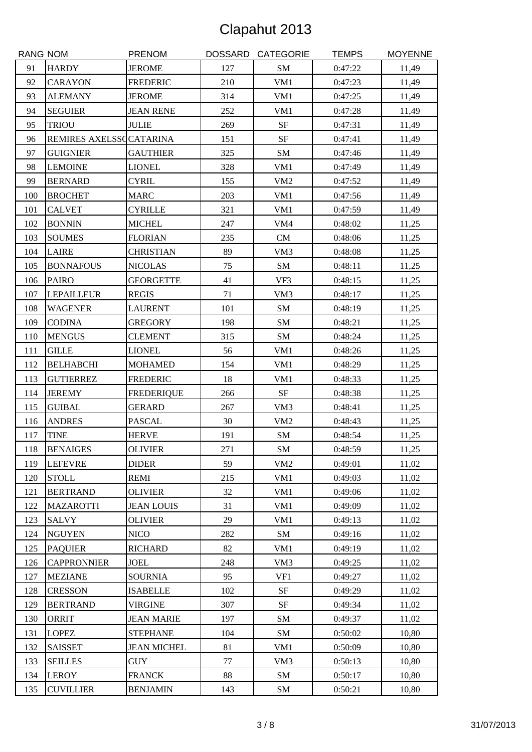# Clapahut 2013

| RANG | NOM | PRENOM | DOSSARD | CATEGORIE | TEMPS | MOYENNE |
|---|---|---|---|---|---|---|
| 91 | HARDY | JEROME | 127 | SM | 0:47:22 | 11,49 |
| 92 | CARAYON | FREDERIC | 210 | VM1 | 0:47:23 | 11,49 |
| 93 | ALEMANY | JEROME | 314 | VM1 | 0:47:25 | 11,49 |
| 94 | SEGUIER | JEAN RENE | 252 | VM1 | 0:47:28 | 11,49 |
| 95 | TRIOU | JULIE | 269 | SF | 0:47:31 | 11,49 |
| 96 | REMIRES AXELSSO | CATARINA | 151 | SF | 0:47:41 | 11,49 |
| 97 | GUIGNIER | GAUTHIER | 325 | SM | 0:47:46 | 11,49 |
| 98 | LEMOINE | LIONEL | 328 | VM1 | 0:47:49 | 11,49 |
| 99 | BERNARD | CYRIL | 155 | VM2 | 0:47:52 | 11,49 |
| 100 | BROCHET | MARC | 203 | VM1 | 0:47:56 | 11,49 |
| 101 | CALVET | CYRILLE | 321 | VM1 | 0:47:59 | 11,49 |
| 102 | BONNIN | MICHEL | 247 | VM4 | 0:48:02 | 11,25 |
| 103 | SOUMES | FLORIAN | 235 | CM | 0:48:06 | 11,25 |
| 104 | LAIRE | CHRISTIAN | 89 | VM3 | 0:48:08 | 11,25 |
| 105 | BONNAFOUS | NICOLAS | 75 | SM | 0:48:11 | 11,25 |
| 106 | PAIRO | GEORGETTE | 41 | VF3 | 0:48:15 | 11,25 |
| 107 | LEPAILLEUR | REGIS | 71 | VM3 | 0:48:17 | 11,25 |
| 108 | WAGENER | LAURENT | 101 | SM | 0:48:19 | 11,25 |
| 109 | CODINA | GREGORY | 198 | SM | 0:48:21 | 11,25 |
| 110 | MENGUS | CLEMENT | 315 | SM | 0:48:24 | 11,25 |
| 111 | GILLE | LIONEL | 56 | VM1 | 0:48:26 | 11,25 |
| 112 | BELHABCHI | MOHAMED | 154 | VM1 | 0:48:29 | 11,25 |
| 113 | GUTIERREZ | FREDERIC | 18 | VM1 | 0:48:33 | 11,25 |
| 114 | JEREMY | FREDERIQUE | 266 | SF | 0:48:38 | 11,25 |
| 115 | GUIBAL | GERARD | 267 | VM3 | 0:48:41 | 11,25 |
| 116 | ANDRES | PASCAL | 30 | VM2 | 0:48:43 | 11,25 |
| 117 | TINE | HERVE | 191 | SM | 0:48:54 | 11,25 |
| 118 | BENAIGES | OLIVIER | 271 | SM | 0:48:59 | 11,25 |
| 119 | LEFEVRE | DIDER | 59 | VM2 | 0:49:01 | 11,02 |
| 120 | STOLL | REMI | 215 | VM1 | 0:49:03 | 11,02 |
| 121 | BERTRAND | OLIVIER | 32 | VM1 | 0:49:06 | 11,02 |
| 122 | MAZAROTTI | JEAN LOUIS | 31 | VM1 | 0:49:09 | 11,02 |
| 123 | SALVY | OLIVIER | 29 | VM1 | 0:49:13 | 11,02 |
| 124 | NGUYEN | NICO | 282 | SM | 0:49:16 | 11,02 |
| 125 | PAQUIER | RICHARD | 82 | VM1 | 0:49:19 | 11,02 |
| 126 | CAPPRONNIER | JOEL | 248 | VM3 | 0:49:25 | 11,02 |
| 127 | MEZIANE | SOURNIA | 95 | VF1 | 0:49:27 | 11,02 |
| 128 | CRESSON | ISABELLE | 102 | SF | 0:49:29 | 11,02 |
| 129 | BERTRAND | VIRGINE | 307 | SF | 0:49:34 | 11,02 |
| 130 | ORRIT | JEAN MARIE | 197 | SM | 0:49:37 | 11,02 |
| 131 | LOPEZ | STEPHANE | 104 | SM | 0:50:02 | 10,80 |
| 132 | SAISSET | JEAN MICHEL | 81 | VM1 | 0:50:09 | 10,80 |
| 133 | SEILLES | GUY | 77 | VM3 | 0:50:13 | 10,80 |
| 134 | LEROY | FRANCK | 88 | SM | 0:50:17 | 10,80 |
| 135 | CUVILLIER | BENJAMIN | 143 | SM | 0:50:21 | 10,80 |

31/07/2013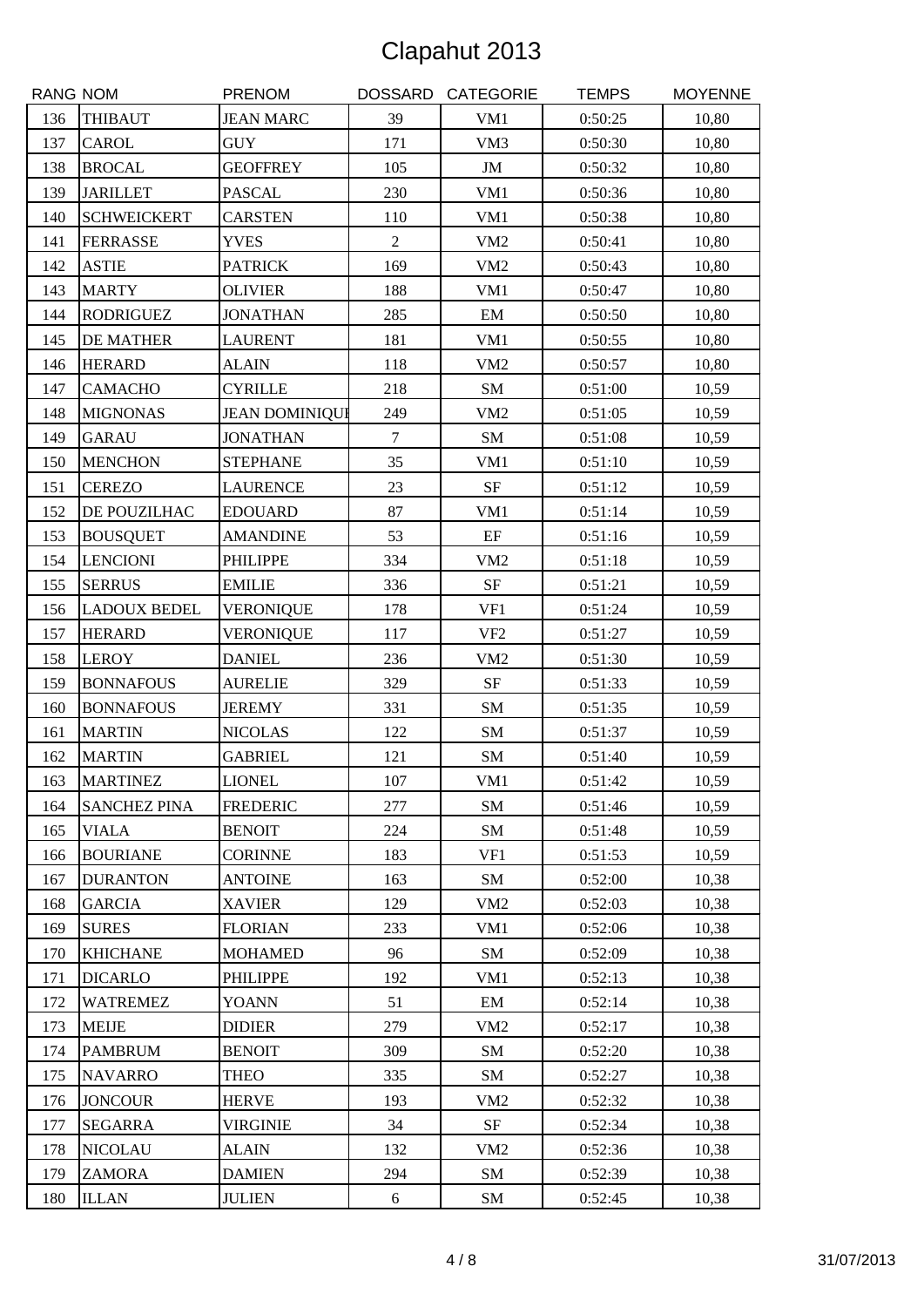# Clapahut 2013

| RANG | NOM | PRENOM | DOSSARD | CATEGORIE | TEMPS | MOYENNE |
|---|---|---|---|---|---|---|
| 136 | THIBAUT | JEAN MARC | 39 | VM1 | 0:50:25 | 10,80 |
| 137 | CAROL | GUY | 171 | VM3 | 0:50:30 | 10,80 |
| 138 | BROCAL | GEOFFREY | 105 | JM | 0:50:32 | 10,80 |
| 139 | JARILLET | PASCAL | 230 | VM1 | 0:50:36 | 10,80 |
| 140 | SCHWEICKERT | CARSTEN | 110 | VM1 | 0:50:38 | 10,80 |
| 141 | FERRASSE | YVES | 2 | VM2 | 0:50:41 | 10,80 |
| 142 | ASTIE | PATRICK | 169 | VM2 | 0:50:43 | 10,80 |
| 143 | MARTY | OLIVIER | 188 | VM1 | 0:50:47 | 10,80 |
| 144 | RODRIGUEZ | JONATHAN | 285 | EM | 0:50:50 | 10,80 |
| 145 | DE MATHER | LAURENT | 181 | VM1 | 0:50:55 | 10,80 |
| 146 | HERARD | ALAIN | 118 | VM2 | 0:50:57 | 10,80 |
| 147 | CAMACHO | CYRILLE | 218 | SM | 0:51:00 | 10,59 |
| 148 | MIGNONAS | JEAN DOMINIQUI | 249 | VM2 | 0:51:05 | 10,59 |
| 149 | GARAU | JONATHAN | 7 | SM | 0:51:08 | 10,59 |
| 150 | MENCHON | STEPHANE | 35 | VM1 | 0:51:10 | 10,59 |
| 151 | CEREZO | LAURENCE | 23 | SF | 0:51:12 | 10,59 |
| 152 | DE POUZILHAC | EDOUARD | 87 | VM1 | 0:51:14 | 10,59 |
| 153 | BOUSQUET | AMANDINE | 53 | EF | 0:51:16 | 10,59 |
| 154 | LENCIONI | PHILIPPE | 334 | VM2 | 0:51:18 | 10,59 |
| 155 | SERRUS | EMILIE | 336 | SF | 0:51:21 | 10,59 |
| 156 | LADOUX BEDEL | VERONIQUE | 178 | VF1 | 0:51:24 | 10,59 |
| 157 | HERARD | VERONIQUE | 117 | VF2 | 0:51:27 | 10,59 |
| 158 | LEROY | DANIEL | 236 | VM2 | 0:51:30 | 10,59 |
| 159 | BONNAFOUS | AURELIE | 329 | SF | 0:51:33 | 10,59 |
| 160 | BONNAFOUS | JEREMY | 331 | SM | 0:51:35 | 10,59 |
| 161 | MARTIN | NICOLAS | 122 | SM | 0:51:37 | 10,59 |
| 162 | MARTIN | GABRIEL | 121 | SM | 0:51:40 | 10,59 |
| 163 | MARTINEZ | LIONEL | 107 | VM1 | 0:51:42 | 10,59 |
| 164 | SANCHEZ PINA | FREDERIC | 277 | SM | 0:51:46 | 10,59 |
| 165 | VIALA | BENOIT | 224 | SM | 0:51:48 | 10,59 |
| 166 | BOURIANE | CORINNE | 183 | VF1 | 0:51:53 | 10,59 |
| 167 | DURANTON | ANTOINE | 163 | SM | 0:52:00 | 10,38 |
| 168 | GARCIA | XAVIER | 129 | VM2 | 0:52:03 | 10,38 |
| 169 | SURES | FLORIAN | 233 | VM1 | 0:52:06 | 10,38 |
| 170 | KHICHANE | MOHAMED | 96 | SM | 0:52:09 | 10,38 |
| 171 | DICARLO | PHILIPPE | 192 | VM1 | 0:52:13 | 10,38 |
| 172 | WATREMEZ | YOANN | 51 | EM | 0:52:14 | 10,38 |
| 173 | MEIJE | DIDIER | 279 | VM2 | 0:52:17 | 10,38 |
| 174 | PAMBRUM | BENOIT | 309 | SM | 0:52:20 | 10,38 |
| 175 | NAVARRO | THEO | 335 | SM | 0:52:27 | 10,38 |
| 176 | JONCOUR | HERVE | 193 | VM2 | 0:52:32 | 10,38 |
| 177 | SEGARRA | VIRGINIE | 34 | SF | 0:52:34 | 10,38 |
| 178 | NICOLAU | ALAIN | 132 | VM2 | 0:52:36 | 10,38 |
| 179 | ZAMORA | DAMIEN | 294 | SM | 0:52:39 | 10,38 |
| 180 | ILLAN | JULIEN | 6 | SM | 0:52:45 | 10,38 |

31/07/2013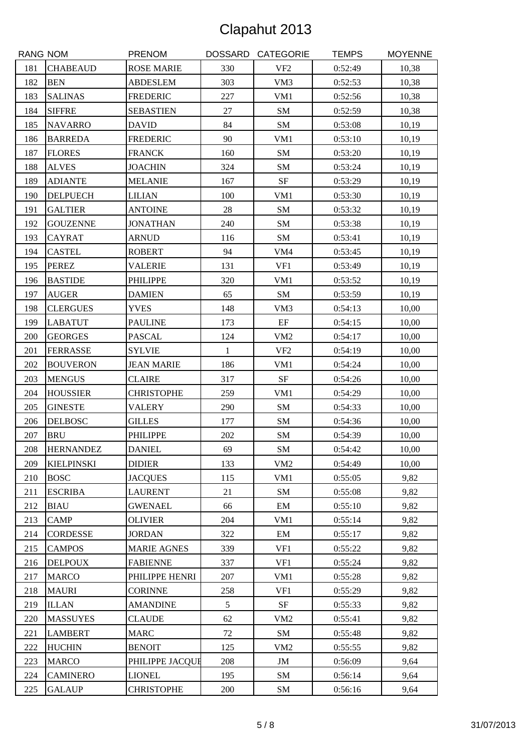# Clapahut 2013

| RANG | NOM | PRENOM | DOSSARD | CATEGORIE | TEMPS | MOYENNE |
|---|---|---|---|---|---|---|
| 181 | CHABEAUD | ROSE MARIE | 330 | VF2 | 0:52:49 | 10,38 |
| 182 | BEN | ABDESLEM | 303 | VM3 | 0:52:53 | 10,38 |
| 183 | SALINAS | FREDERIC | 227 | VM1 | 0:52:56 | 10,38 |
| 184 | SIFFRE | SEBASTIEN | 27 | SM | 0:52:59 | 10,38 |
| 185 | NAVARRO | DAVID | 84 | SM | 0:53:08 | 10,19 |
| 186 | BARREDA | FREDERIC | 90 | VM1 | 0:53:10 | 10,19 |
| 187 | FLORES | FRANCK | 160 | SM | 0:53:20 | 10,19 |
| 188 | ALVES | JOACHIN | 324 | SM | 0:53:24 | 10,19 |
| 189 | ADIANTE | MELANIE | 167 | SF | 0:53:29 | 10,19 |
| 190 | DELPUECH | LILIAN | 100 | VM1 | 0:53:30 | 10,19 |
| 191 | GALTIER | ANTOINE | 28 | SM | 0:53:32 | 10,19 |
| 192 | GOUZENNE | JONATHAN | 240 | SM | 0:53:38 | 10,19 |
| 193 | CAYRAT | ARNUD | 116 | SM | 0:53:41 | 10,19 |
| 194 | CASTEL | ROBERT | 94 | VM4 | 0:53:45 | 10,19 |
| 195 | PEREZ | VALERIE | 131 | VF1 | 0:53:49 | 10,19 |
| 196 | BASTIDE | PHILIPPE | 320 | VM1 | 0:53:52 | 10,19 |
| 197 | AUGER | DAMIEN | 65 | SM | 0:53:59 | 10,19 |
| 198 | CLERGUES | YVES | 148 | VM3 | 0:54:13 | 10,00 |
| 199 | LABATUT | PAULINE | 173 | EF | 0:54:15 | 10,00 |
| 200 | GEORGES | PASCAL | 124 | VM2 | 0:54:17 | 10,00 |
| 201 | FERRASSE | SYLVIE | 1 | VF2 | 0:54:19 | 10,00 |
| 202 | BOUVERON | JEAN MARIE | 186 | VM1 | 0:54:24 | 10,00 |
| 203 | MENGUS | CLAIRE | 317 | SF | 0:54:26 | 10,00 |
| 204 | HOUSSIER | CHRISTOPHE | 259 | VM1 | 0:54:29 | 10,00 |
| 205 | GINESTE | VALERY | 290 | SM | 0:54:33 | 10,00 |
| 206 | DELBOSC | GILLES | 177 | SM | 0:54:36 | 10,00 |
| 207 | BRU | PHILIPPE | 202 | SM | 0:54:39 | 10,00 |
| 208 | HERNANDEZ | DANIEL | 69 | SM | 0:54:42 | 10,00 |
| 209 | KIELPINSKI | DIDIER | 133 | VM2 | 0:54:49 | 10,00 |
| 210 | BOSC | JACQUES | 115 | VM1 | 0:55:05 | 9,82 |
| 211 | ESCRIBA | LAURENT | 21 | SM | 0:55:08 | 9,82 |
| 212 | BIAU | GWENAEL | 66 | EM | 0:55:10 | 9,82 |
| 213 | CAMP | OLIVIER | 204 | VM1 | 0:55:14 | 9,82 |
| 214 | CORDESSE | JORDAN | 322 | EM | 0:55:17 | 9,82 |
| 215 | CAMPOS | MARIE AGNES | 339 | VF1 | 0:55:22 | 9,82 |
| 216 | DELPOUX | FABIENNE | 337 | VF1 | 0:55:24 | 9,82 |
| 217 | MARCO | PHILIPPE HENRI | 207 | VM1 | 0:55:28 | 9,82 |
| 218 | MAURI | CORINNE | 258 | VF1 | 0:55:29 | 9,82 |
| 219 | ILLAN | AMANDINE | 5 | SF | 0:55:33 | 9,82 |
| 220 | MASSUYES | CLAUDE | 62 | VM2 | 0:55:41 | 9,82 |
| 221 | LAMBERT | MARC | 72 | SM | 0:55:48 | 9,82 |
| 222 | HUCHIN | BENOIT | 125 | VM2 | 0:55:55 | 9,82 |
| 223 | MARCO | PHILIPPE JACQUE | 208 | JM | 0:56:09 | 9,64 |
| 224 | CAMINERO | LIONEL | 195 | SM | 0:56:14 | 9,64 |
| 225 | GALAUP | CHRISTOPHE | 200 | SM | 0:56:16 | 9,64 |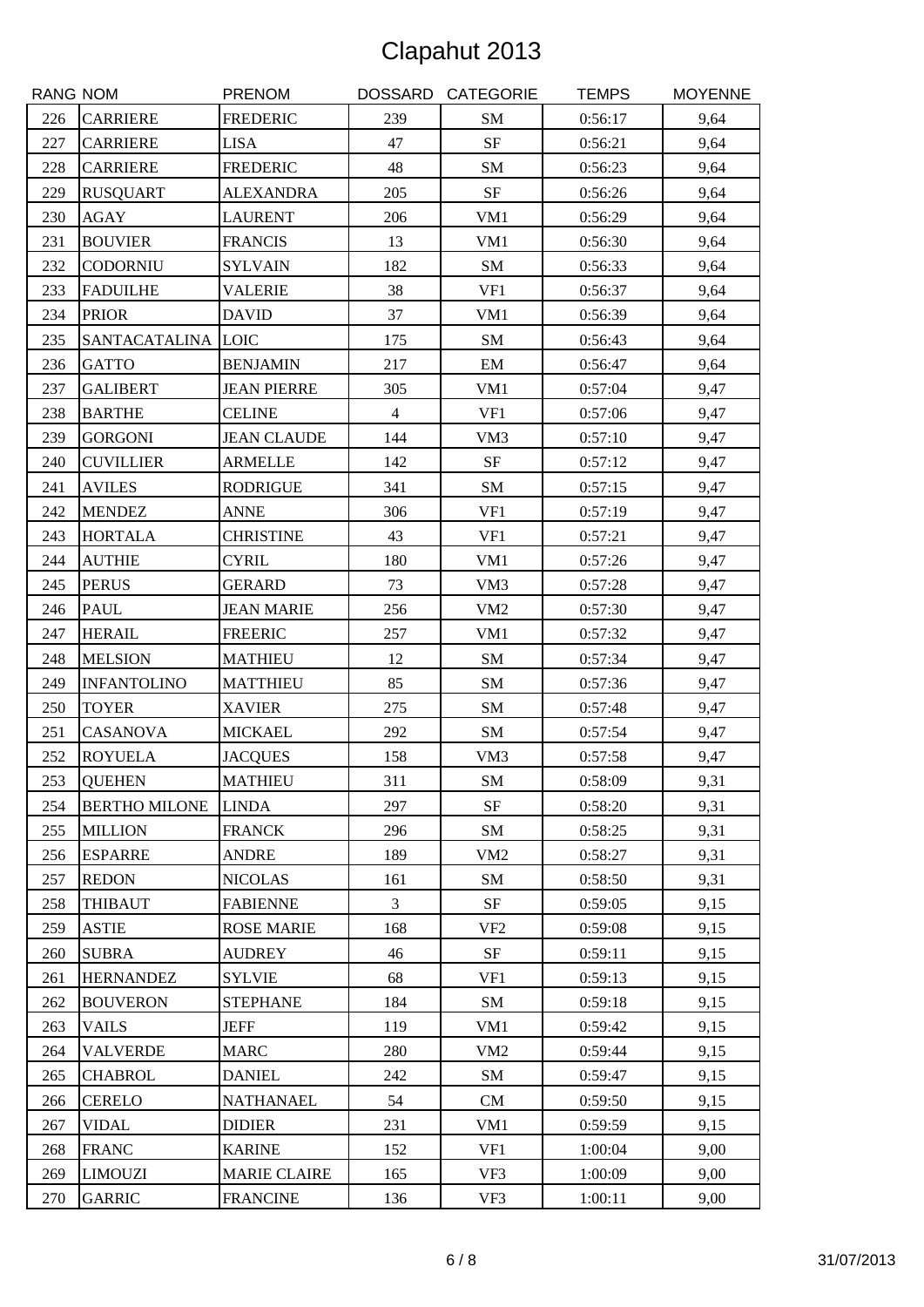# Clapahut 2013

| RANG | NOM | PRENOM | DOSSARD | CATEGORIE | TEMPS | MOYENNE |
|---|---|---|---|---|---|---|
| 226 | CARRIERE | FREDERIC | 239 | SM | 0:56:17 | 9,64 |
| 227 | CARRIERE | LISA | 47 | SF | 0:56:21 | 9,64 |
| 228 | CARRIERE | FREDERIC | 48 | SM | 0:56:23 | 9,64 |
| 229 | RUSQUART | ALEXANDRA | 205 | SF | 0:56:26 | 9,64 |
| 230 | AGAY | LAURENT | 206 | VM1 | 0:56:29 | 9,64 |
| 231 | BOUVIER | FRANCIS | 13 | VM1 | 0:56:30 | 9,64 |
| 232 | CODORNIU | SYLVAIN | 182 | SM | 0:56:33 | 9,64 |
| 233 | FADUILHE | VALERIE | 38 | VF1 | 0:56:37 | 9,64 |
| 234 | PRIOR | DAVID | 37 | VM1 | 0:56:39 | 9,64 |
| 235 | SANTACATALINA | LOIC | 175 | SM | 0:56:43 | 9,64 |
| 236 | GATTO | BENJAMIN | 217 | EM | 0:56:47 | 9,64 |
| 237 | GALIBERT | JEAN PIERRE | 305 | VM1 | 0:57:04 | 9,47 |
| 238 | BARTHE | CELINE | 4 | VF1 | 0:57:06 | 9,47 |
| 239 | GORGONI | JEAN CLAUDE | 144 | VM3 | 0:57:10 | 9,47 |
| 240 | CUVILLIER | ARMELLE | 142 | SF | 0:57:12 | 9,47 |
| 241 | AVILES | RODRIGUE | 341 | SM | 0:57:15 | 9,47 |
| 242 | MENDEZ | ANNE | 306 | VF1 | 0:57:19 | 9,47 |
| 243 | HORTALA | CHRISTINE | 43 | VF1 | 0:57:21 | 9,47 |
| 244 | AUTHIE | CYRIL | 180 | VM1 | 0:57:26 | 9,47 |
| 245 | PERUS | GERARD | 73 | VM3 | 0:57:28 | 9,47 |
| 246 | PAUL | JEAN MARIE | 256 | VM2 | 0:57:30 | 9,47 |
| 247 | HERAIL | FREERIC | 257 | VM1 | 0:57:32 | 9,47 |
| 248 | MELSION | MATHIEU | 12 | SM | 0:57:34 | 9,47 |
| 249 | INFANTOLINO | MATTHIEU | 85 | SM | 0:57:36 | 9,47 |
| 250 | TOYER | XAVIER | 275 | SM | 0:57:48 | 9,47 |
| 251 | CASANOVA | MICKAEL | 292 | SM | 0:57:54 | 9,47 |
| 252 | ROYUELA | JACQUES | 158 | VM3 | 0:57:58 | 9,47 |
| 253 | QUEHEN | MATHIEU | 311 | SM | 0:58:09 | 9,31 |
| 254 | BERTHO MILONE | LINDA | 297 | SF | 0:58:20 | 9,31 |
| 255 | MILLION | FRANCK | 296 | SM | 0:58:25 | 9,31 |
| 256 | ESPARRE | ANDRE | 189 | VM2 | 0:58:27 | 9,31 |
| 257 | REDON | NICOLAS | 161 | SM | 0:58:50 | 9,31 |
| 258 | THIBAUT | FABIENNE | 3 | SF | 0:59:05 | 9,15 |
| 259 | ASTIE | ROSE MARIE | 168 | VF2 | 0:59:08 | 9,15 |
| 260 | SUBRA | AUDREY | 46 | SF | 0:59:11 | 9,15 |
| 261 | HERNANDEZ | SYLVIE | 68 | VF1 | 0:59:13 | 9,15 |
| 262 | BOUVERON | STEPHANE | 184 | SM | 0:59:18 | 9,15 |
| 263 | VAILS | JEFF | 119 | VM1 | 0:59:42 | 9,15 |
| 264 | VALVERDE | MARC | 280 | VM2 | 0:59:44 | 9,15 |
| 265 | CHABROL | DANIEL | 242 | SM | 0:59:47 | 9,15 |
| 266 | CERELO | NATHANAEL | 54 | CM | 0:59:50 | 9,15 |
| 267 | VIDAL | DIDIER | 231 | VM1 | 0:59:59 | 9,15 |
| 268 | FRANC | KARINE | 152 | VF1 | 1:00:04 | 9,00 |
| 269 | LIMOUZI | MARIE CLAIRE | 165 | VF3 | 1:00:09 | 9,00 |
| 270 | GARRIC | FRANCINE | 136 | VF3 | 1:00:11 | 9,00 |

31/07/2013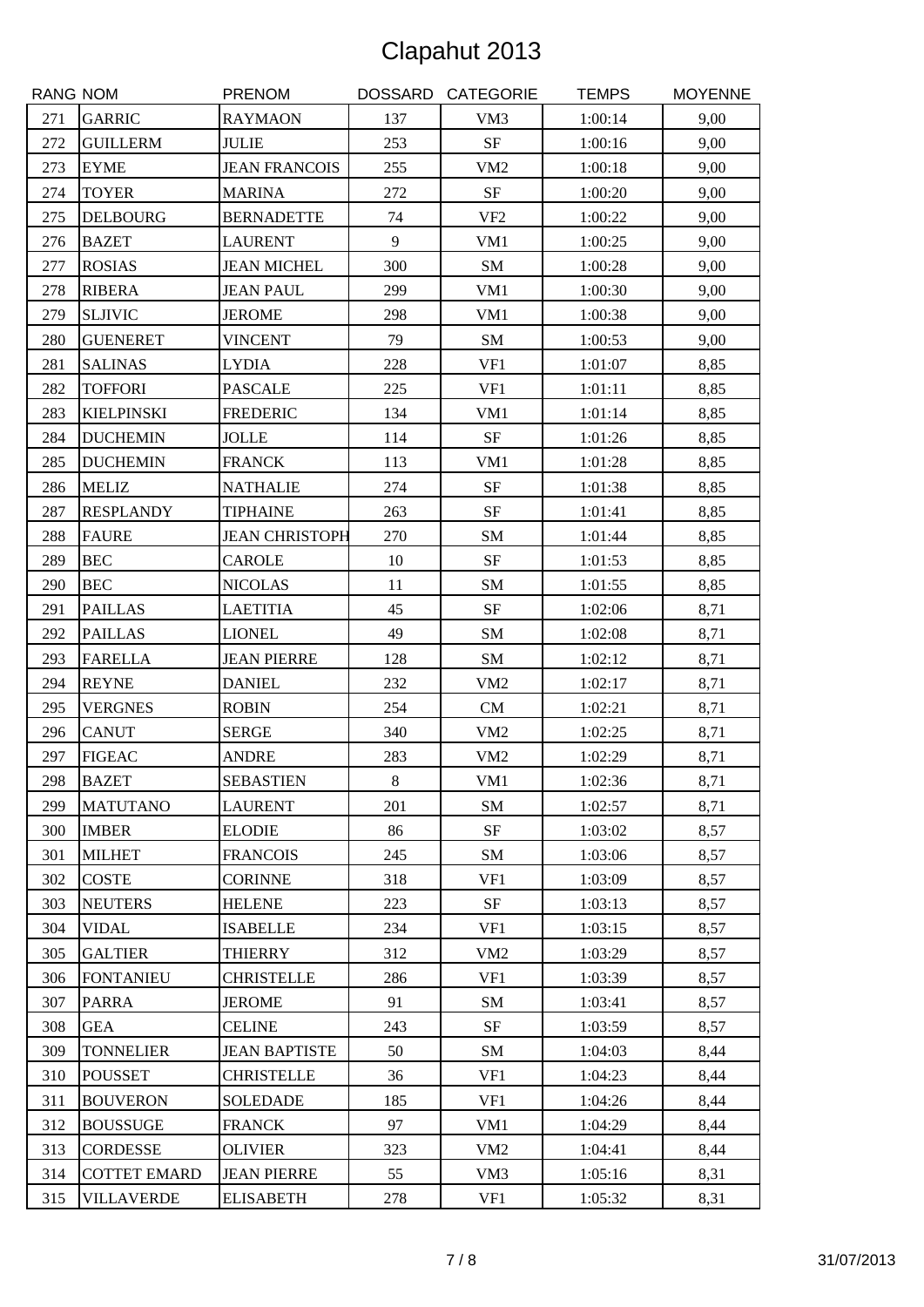# Clapahut 2013

| RANG | NOM | PRENOM | DOSSARD | CATEGORIE | TEMPS | MOYENNE |
|---|---|---|---|---|---|---|
| 271 | GARRIC | RAYMAON | 137 | VM3 | 1:00:14 | 9,00 |
| 272 | GUILLERM | JULIE | 253 | SF | 1:00:16 | 9,00 |
| 273 | EYME | JEAN FRANCOIS | 255 | VM2 | 1:00:18 | 9,00 |
| 274 | TOYER | MARINA | 272 | SF | 1:00:20 | 9,00 |
| 275 | DELBOURG | BERNADETTE | 74 | VF2 | 1:00:22 | 9,00 |
| 276 | BAZET | LAURENT | 9 | VM1 | 1:00:25 | 9,00 |
| 277 | ROSIAS | JEAN MICHEL | 300 | SM | 1:00:28 | 9,00 |
| 278 | RIBERA | JEAN PAUL | 299 | VM1 | 1:00:30 | 9,00 |
| 279 | SLJIVIC | JEROME | 298 | VM1 | 1:00:38 | 9,00 |
| 280 | GUENERET | VINCENT | 79 | SM | 1:00:53 | 9,00 |
| 281 | SALINAS | LYDIA | 228 | VF1 | 1:01:07 | 8,85 |
| 282 | TOFFORI | PASCALE | 225 | VF1 | 1:01:11 | 8,85 |
| 283 | KIELPINSKI | FREDERIC | 134 | VM1 | 1:01:14 | 8,85 |
| 284 | DUCHEMIN | JOLLE | 114 | SF | 1:01:26 | 8,85 |
| 285 | DUCHEMIN | FRANCK | 113 | VM1 | 1:01:28 | 8,85 |
| 286 | MELIZ | NATHALIE | 274 | SF | 1:01:38 | 8,85 |
| 287 | RESPLANDY | TIPHAINE | 263 | SF | 1:01:41 | 8,85 |
| 288 | FAURE | JEAN CHRISTOPH | 270 | SM | 1:01:44 | 8,85 |
| 289 | BEC | CAROLE | 10 | SF | 1:01:53 | 8,85 |
| 290 | BEC | NICOLAS | 11 | SM | 1:01:55 | 8,85 |
| 291 | PAILLAS | LAETITIA | 45 | SF | 1:02:06 | 8,71 |
| 292 | PAILLAS | LIONEL | 49 | SM | 1:02:08 | 8,71 |
| 293 | FARELLA | JEAN PIERRE | 128 | SM | 1:02:12 | 8,71 |
| 294 | REYNE | DANIEL | 232 | VM2 | 1:02:17 | 8,71 |
| 295 | VERGNES | ROBIN | 254 | CM | 1:02:21 | 8,71 |
| 296 | CANUT | SERGE | 340 | VM2 | 1:02:25 | 8,71 |
| 297 | FIGEAC | ANDRE | 283 | VM2 | 1:02:29 | 8,71 |
| 298 | BAZET | SEBASTIEN | 8 | VM1 | 1:02:36 | 8,71 |
| 299 | MATUTANO | LAURENT | 201 | SM | 1:02:57 | 8,71 |
| 300 | IMBER | ELODIE | 86 | SF | 1:03:02 | 8,57 |
| 301 | MILHET | FRANCOIS | 245 | SM | 1:03:06 | 8,57 |
| 302 | COSTE | CORINNE | 318 | VF1 | 1:03:09 | 8,57 |
| 303 | NEUTERS | HELENE | 223 | SF | 1:03:13 | 8,57 |
| 304 | VIDAL | ISABELLE | 234 | VF1 | 1:03:15 | 8,57 |
| 305 | GALTIER | THIERRY | 312 | VM2 | 1:03:29 | 8,57 |
| 306 | FONTANIEU | CHRISTELLE | 286 | VF1 | 1:03:39 | 8,57 |
| 307 | PARRA | JEROME | 91 | SM | 1:03:41 | 8,57 |
| 308 | GEA | CELINE | 243 | SF | 1:03:59 | 8,57 |
| 309 | TONNELIER | JEAN BAPTISTE | 50 | SM | 1:04:03 | 8,44 |
| 310 | POUSSET | CHRISTELLE | 36 | VF1 | 1:04:23 | 8,44 |
| 311 | BOUVERON | SOLEDADE | 185 | VF1 | 1:04:26 | 8,44 |
| 312 | BOUSSUGE | FRANCK | 97 | VM1 | 1:04:29 | 8,44 |
| 313 | CORDESSE | OLIVIER | 323 | VM2 | 1:04:41 | 8,44 |
| 314 | COTTET EMARD | JEAN PIERRE | 55 | VM3 | 1:05:16 | 8,31 |
| 315 | VILLAVERDE | ELISABETH | 278 | VF1 | 1:05:32 | 8,31 |

31/07/2013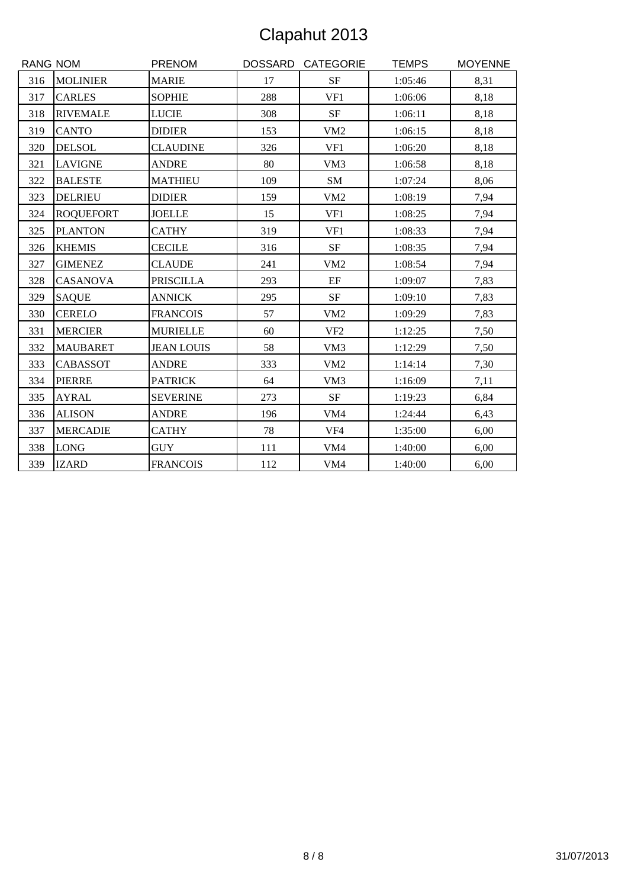# Clapahut 2013

| RANG | NOM | PRENOM | DOSSARD | CATEGORIE | TEMPS | MOYENNE |
|---|---|---|---|---|---|---|
| 316 | MOLINIER | MARIE | 17 | SF | 1:05:46 | 8,31 |
| 317 | CARLES | SOPHIE | 288 | VF1 | 1:06:06 | 8,18 |
| 318 | RIVEMALE | LUCIE | 308 | SF | 1:06:11 | 8,18 |
| 319 | CANTO | DIDIER | 153 | VM2 | 1:06:15 | 8,18 |
| 320 | DELSOL | CLAUDINE | 326 | VF1 | 1:06:20 | 8,18 |
| 321 | LAVIGNE | ANDRE | 80 | VM3 | 1:06:58 | 8,18 |
| 322 | BALESTE | MATHIEU | 109 | SM | 1:07:24 | 8,06 |
| 323 | DELRIEU | DIDIER | 159 | VM2 | 1:08:19 | 7,94 |
| 324 | ROQUEFORT | JOELLE | 15 | VF1 | 1:08:25 | 7,94 |
| 325 | PLANTON | CATHY | 319 | VF1 | 1:08:33 | 7,94 |
| 326 | KHEMIS | CECILE | 316 | SF | 1:08:35 | 7,94 |
| 327 | GIMENEZ | CLAUDE | 241 | VM2 | 1:08:54 | 7,94 |
| 328 | CASANOVA | PRISCILLA | 293 | EF | 1:09:07 | 7,83 |
| 329 | SAQUE | ANNICK | 295 | SF | 1:09:10 | 7,83 |
| 330 | CERELO | FRANCOIS | 57 | VM2 | 1:09:29 | 7,83 |
| 331 | MERCIER | MURIELLE | 60 | VF2 | 1:12:25 | 7,50 |
| 332 | MAUBARET | JEAN LOUIS | 58 | VM3 | 1:12:29 | 7,50 |
| 333 | CABASSOT | ANDRE | 333 | VM2 | 1:14:14 | 7,30 |
| 334 | PIERRE | PATRICK | 64 | VM3 | 1:16:09 | 7,11 |
| 335 | AYRAL | SEVERINE | 273 | SF | 1:19:23 | 6,84 |
| 336 | ALISON | ANDRE | 196 | VM4 | 1:24:44 | 6,43 |
| 337 | MERCADIE | CATHY | 78 | VF4 | 1:35:00 | 6,00 |
| 338 | LONG | GUY | 111 | VM4 | 1:40:00 | 6,00 |
| 339 | IZARD | FRANCOIS | 112 | VM4 | 1:40:00 | 6,00 |

31/07/2013